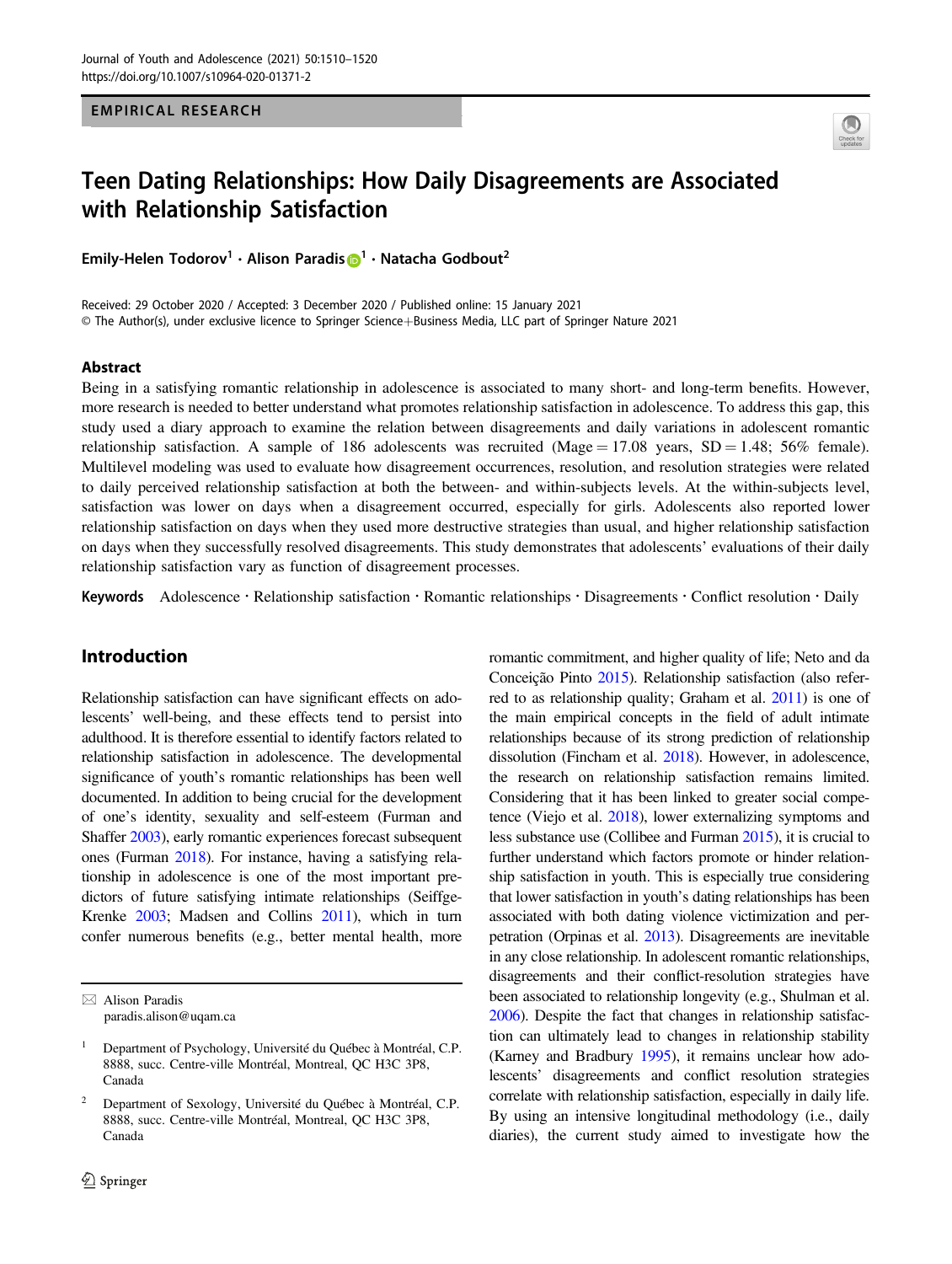EMPIRICAL RESEARCH

# Teen Dating Relationships: How Daily Disagreements are Associated with Relationship Satisfaction

**Emily-Helen Todorov[1] · Alison Paradis[1] · Natacha Godbout[2]**

Received: 29 October 2020 / Accepted: 3 December 2020 / Published online: 15 January 2021
© The Author(s), under exclusive licence to Springer Science+Business Media, LLC part of Springer Nature 2021

## Abstract

Being in a satisfying romantic relationship in adolescence is associated to many short- and long-term benefits. However, more research is needed to better understand what promotes relationship satisfaction in adolescence. To address this gap, this study used a diary approach to examine the relation between disagreements and daily variations in adolescent romantic relationship satisfaction. A sample of 186 adolescents was recruited (Mage = 17.08 years, SD = 1.48; 56% female). Multilevel modeling was used to evaluate how disagreement occurrences, resolution, and resolution strategies were related to daily perceived relationship satisfaction at both the between- and within-subjects levels. At the within-subjects level, satisfaction was lower on days when a disagreement occurred, especially for girls. Adolescents also reported lower relationship satisfaction on days when they used more destructive strategies than usual, and higher relationship satisfaction on days when they successfully resolved disagreements. This study demonstrates that adolescents' evaluations of their daily relationship satisfaction vary as function of disagreement processes.

**Keywords** Adolescence · Relationship satisfaction · Romantic relationships · Disagreements · Conflict resolution · Daily

## Introduction

Relationship satisfaction can have significant effects on adolescents' well-being, and these effects tend to persist into adulthood. It is therefore essential to identify factors related to relationship satisfaction in adolescence. The developmental significance of youth's romantic relationships has been well documented. In addition to being crucial for the development of one's identity, sexuality and self-esteem (Furman and Shaffer 2003), early romantic experiences forecast subsequent ones (Furman 2018). For instance, having a satisfying relationship in adolescence is one of the most important predictors of future satisfying intimate relationships (Seiffge-Krenke 2003; Madsen and Collins 2011), which in turn confer numerous benefits (e.g., better mental health, more romantic commitment, and higher quality of life; Neto and da Conceição Pinto 2015). Relationship satisfaction (also referred to as relationship quality; Graham et al. 2011) is one of the main empirical concepts in the field of adult intimate relationships because of its strong prediction of relationship dissolution (Fincham et al. 2018). However, in adolescence, the research on relationship satisfaction remains limited. Considering that it has been linked to greater social competence (Viejo et al. 2018), lower externalizing symptoms and less substance use (Collibee and Furman 2015), it is crucial to further understand which factors promote or hinder relationship satisfaction in youth. This is especially true considering that lower satisfaction in youth's dating relationships has been associated with both dating violence victimization and perpetration (Orpinas et al. 2013). Disagreements are inevitable in any close relationship. In adolescent romantic relationships, disagreements and their conflict-resolution strategies have been associated to relationship longevity (e.g., Shulman et al. 2006). Despite the fact that changes in relationship satisfaction can ultimately lead to changes in relationship stability (Karney and Bradbury 1995), it remains unclear how adolescents' disagreements and conflict resolution strategies correlate with relationship satisfaction, especially in daily life. By using an intensive longitudinal methodology (i.e., daily diaries), the current study aimed to investigate how the

---

✉ Alison Paradis
paradis.alison@uqam.ca

[1] Department of Psychology, Université du Québec à Montréal, C.P. 8888, succ. Centre-ville Montréal, Montreal, QC H3C 3P8, Canada

[2] Department of Sexology, Université du Québec à Montréal, C.P. 8888, succ. Centre-ville Montréal, Montreal, QC H3C 3P8, Canada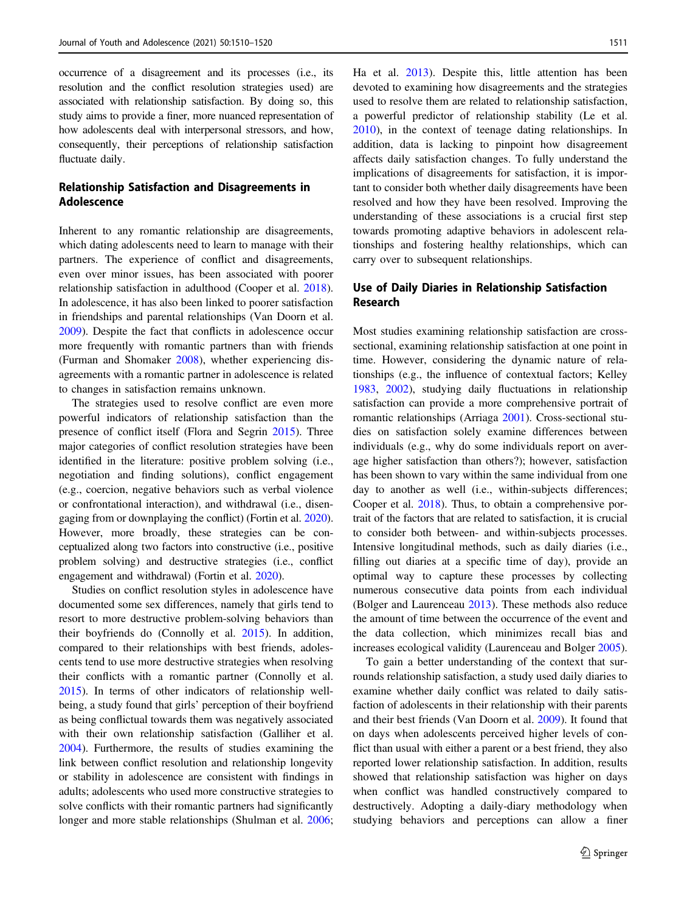occurrence of a disagreement and its processes (i.e., its resolution and the conflict resolution strategies used) are associated with relationship satisfaction. By doing so, this study aims to provide a finer, more nuanced representation of how adolescents deal with interpersonal stressors, and how, consequently, their perceptions of relationship satisfaction fluctuate daily.

## Relationship Satisfaction and Disagreements in Adolescence

Inherent to any romantic relationship are disagreements, which dating adolescents need to learn to manage with their partners. The experience of conflict and disagreements, even over minor issues, has been associated with poorer relationship satisfaction in adulthood (Cooper et al. 2018). In adolescence, it has also been linked to poorer satisfaction in friendships and parental relationships (Van Doorn et al. 2009). Despite the fact that conflicts in adolescence occur more frequently with romantic partners than with friends (Furman and Shomaker 2008), whether experiencing disagreements with a romantic partner in adolescence is related to changes in satisfaction remains unknown.

The strategies used to resolve conflict are even more powerful indicators of relationship satisfaction than the presence of conflict itself (Flora and Segrin 2015). Three major categories of conflict resolution strategies have been identified in the literature: positive problem solving (i.e., negotiation and finding solutions), conflict engagement (e.g., coercion, negative behaviors such as verbal violence or confrontational interaction), and withdrawal (i.e., disengaging from or downplaying the conflict) (Fortin et al. 2020). However, more broadly, these strategies can be conceptualized along two factors into constructive (i.e., positive problem solving) and destructive strategies (i.e., conflict engagement and withdrawal) (Fortin et al. 2020).

Studies on conflict resolution styles in adolescence have documented some sex differences, namely that girls tend to resort to more destructive problem-solving behaviors than their boyfriends do (Connolly et al. 2015). In addition, compared to their relationships with best friends, adolescents tend to use more destructive strategies when resolving their conflicts with a romantic partner (Connolly et al. 2015). In terms of other indicators of relationship well-being, a study found that girls' perception of their boyfriend as being conflictual towards them was negatively associated with their own relationship satisfaction (Galliher et al. 2004). Furthermore, the results of studies examining the link between conflict resolution and relationship longevity or stability in adolescence are consistent with findings in adults; adolescents who used more constructive strategies to solve conflicts with their romantic partners had significantly longer and more stable relationships (Shulman et al. 2006; Ha et al. 2013). Despite this, little attention has been devoted to examining how disagreements and the strategies used to resolve them are related to relationship satisfaction, a powerful predictor of relationship stability (Le et al. 2010), in the context of teenage dating relationships. In addition, data is lacking to pinpoint how disagreement affects daily satisfaction changes. To fully understand the implications of disagreements for satisfaction, it is important to consider both whether daily disagreements have been resolved and how they have been resolved. Improving the understanding of these associations is a crucial first step towards promoting adaptive behaviors in adolescent relationships and fostering healthy relationships, which can carry over to subsequent relationships.

## Use of Daily Diaries in Relationship Satisfaction Research

Most studies examining relationship satisfaction are cross-sectional, examining relationship satisfaction at one point in time. However, considering the dynamic nature of relationships (e.g., the influence of contextual factors; Kelley 1983, 2002), studying daily fluctuations in relationship satisfaction can provide a more comprehensive portrait of romantic relationships (Arriaga 2001). Cross-sectional studies on satisfaction solely examine differences between individuals (e.g., why do some individuals report on average higher satisfaction than others?); however, satisfaction has been shown to vary within the same individual from one day to another as well (i.e., within-subjects differences; Cooper et al. 2018). Thus, to obtain a comprehensive portrait of the factors that are related to satisfaction, it is crucial to consider both between- and within-subjects processes. Intensive longitudinal methods, such as daily diaries (i.e., filling out diaries at a specific time of day), provide an optimal way to capture these processes by collecting numerous consecutive data points from each individual (Bolger and Laurenceau 2013). These methods also reduce the amount of time between the occurrence of the event and the data collection, which minimizes recall bias and increases ecological validity (Laurenceau and Bolger 2005).

To gain a better understanding of the context that surrounds relationship satisfaction, a study used daily diaries to examine whether daily conflict was related to daily satisfaction of adolescents in their relationship with their parents and their best friends (Van Doorn et al. 2009). It found that on days when adolescents perceived higher levels of conflict than usual with either a parent or a best friend, they also reported lower relationship satisfaction. In addition, results showed that relationship satisfaction was higher on days when conflict was handled constructively compared to destructively. Adopting a daily-diary methodology when studying behaviors and perceptions can allow a finer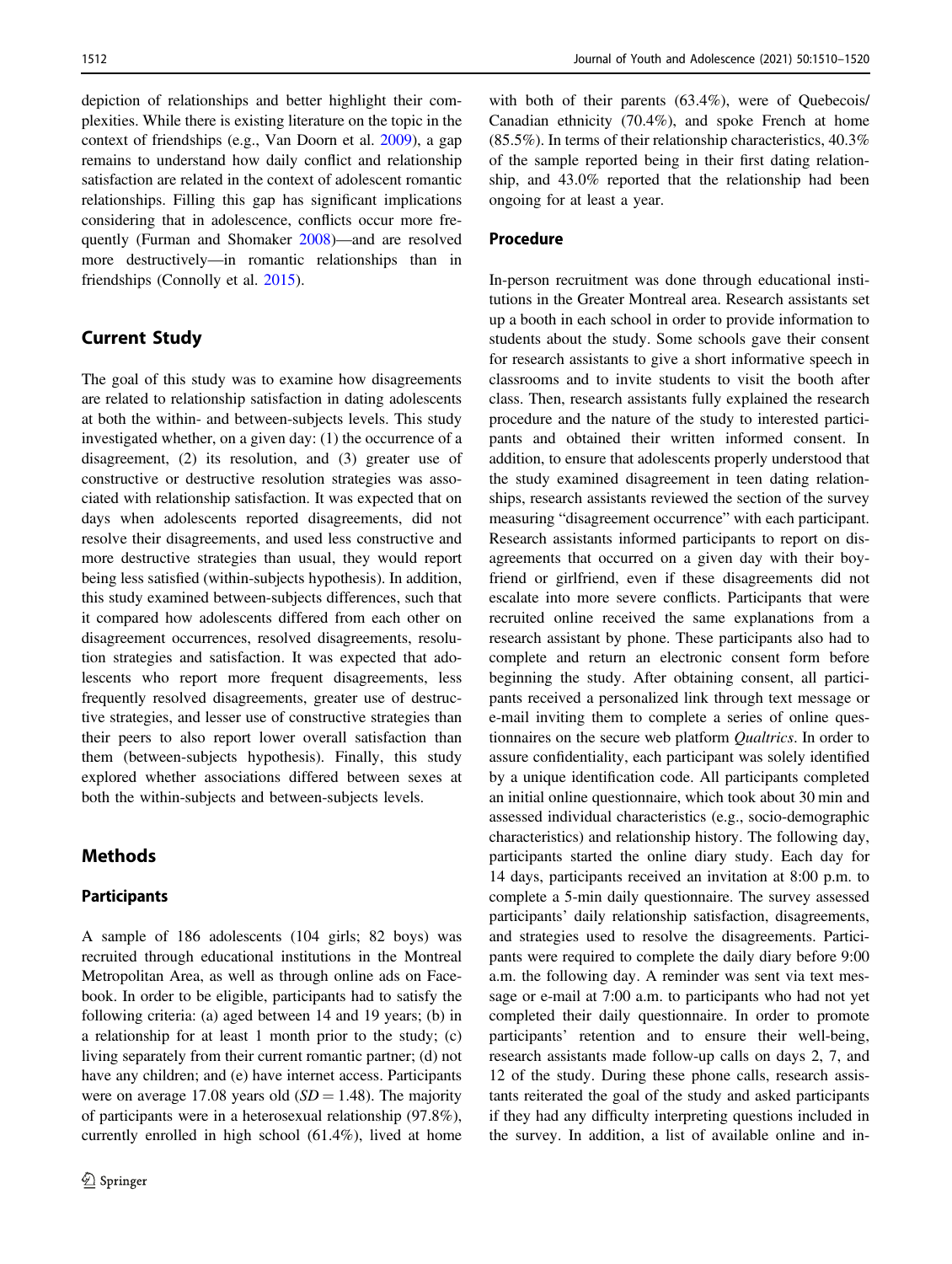depiction of relationships and better highlight their complexities. While there is existing literature on the topic in the context of friendships (e.g., Van Doorn et al. 2009), a gap remains to understand how daily conflict and relationship satisfaction are related in the context of adolescent romantic relationships. Filling this gap has significant implications considering that in adolescence, conflicts occur more frequently (Furman and Shomaker 2008)—and are resolved more destructively—in romantic relationships than in friendships (Connolly et al. 2015).

## Current Study

The goal of this study was to examine how disagreements are related to relationship satisfaction in dating adolescents at both the within- and between-subjects levels. This study investigated whether, on a given day: (1) the occurrence of a disagreement, (2) its resolution, and (3) greater use of constructive or destructive resolution strategies was associated with relationship satisfaction. It was expected that on days when adolescents reported disagreements, did not resolve their disagreements, and used less constructive and more destructive strategies than usual, they would report being less satisfied (within-subjects hypothesis). In addition, this study examined between-subjects differences, such that it compared how adolescents differed from each other on disagreement occurrences, resolved disagreements, resolution strategies and satisfaction. It was expected that adolescents who report more frequent disagreements, less frequently resolved disagreements, greater use of destructive strategies, and lesser use of constructive strategies than their peers to also report lower overall satisfaction than them (between-subjects hypothesis). Finally, this study explored whether associations differed between sexes at both the within-subjects and between-subjects levels.

## Methods

### Participants

A sample of 186 adolescents (104 girls; 82 boys) was recruited through educational institutions in the Montreal Metropolitan Area, as well as through online ads on Facebook. In order to be eligible, participants had to satisfy the following criteria: (a) aged between 14 and 19 years; (b) in a relationship for at least 1 month prior to the study; (c) living separately from their current romantic partner; (d) not have any children; and (e) have internet access. Participants were on average 17.08 years old ($SD = 1.48$). The majority of participants were in a heterosexual relationship (97.8%), currently enrolled in high school (61.4%), lived at home with both of their parents (63.4%), were of Quebecois/Canadian ethnicity (70.4%), and spoke French at home (85.5%). In terms of their relationship characteristics, 40.3% of the sample reported being in their first dating relationship, and 43.0% reported that the relationship had been ongoing for at least a year.

### Procedure

In-person recruitment was done through educational institutions in the Greater Montreal area. Research assistants set up a booth in each school in order to provide information to students about the study. Some schools gave their consent for research assistants to give a short informative speech in classrooms and to invite students to visit the booth after class. Then, research assistants fully explained the research procedure and the nature of the study to interested participants and obtained their written informed consent. In addition, to ensure that adolescents properly understood that the study examined disagreement in teen dating relationships, research assistants reviewed the section of the survey measuring "disagreement occurrence" with each participant. Research assistants informed participants to report on disagreements that occurred on a given day with their boyfriend or girlfriend, even if these disagreements did not escalate into more severe conflicts. Participants that were recruited online received the same explanations from a research assistant by phone. These participants also had to complete and return an electronic consent form before beginning the study. After obtaining consent, all participants received a personalized link through text message or e-mail inviting them to complete a series of online questionnaires on the secure web platform *Qualtrics*. In order to assure confidentiality, each participant was solely identified by a unique identification code. All participants completed an initial online questionnaire, which took about 30 min and assessed individual characteristics (e.g., socio-demographic characteristics) and relationship history. The following day, participants started the online diary study. Each day for 14 days, participants received an invitation at 8:00 p.m. to complete a 5-min daily questionnaire. The survey assessed participants' daily relationship satisfaction, disagreements, and strategies used to resolve the disagreements. Participants were required to complete the daily diary before 9:00 a.m. the following day. A reminder was sent via text message or e-mail at 7:00 a.m. to participants who had not yet completed their daily questionnaire. In order to promote participants' retention and to ensure their well-being, research assistants made follow-up calls on days 2, 7, and 12 of the study. During these phone calls, research assistants reiterated the goal of the study and asked participants if they had any difficulty interpreting questions included in the survey. In addition, a list of available online and in-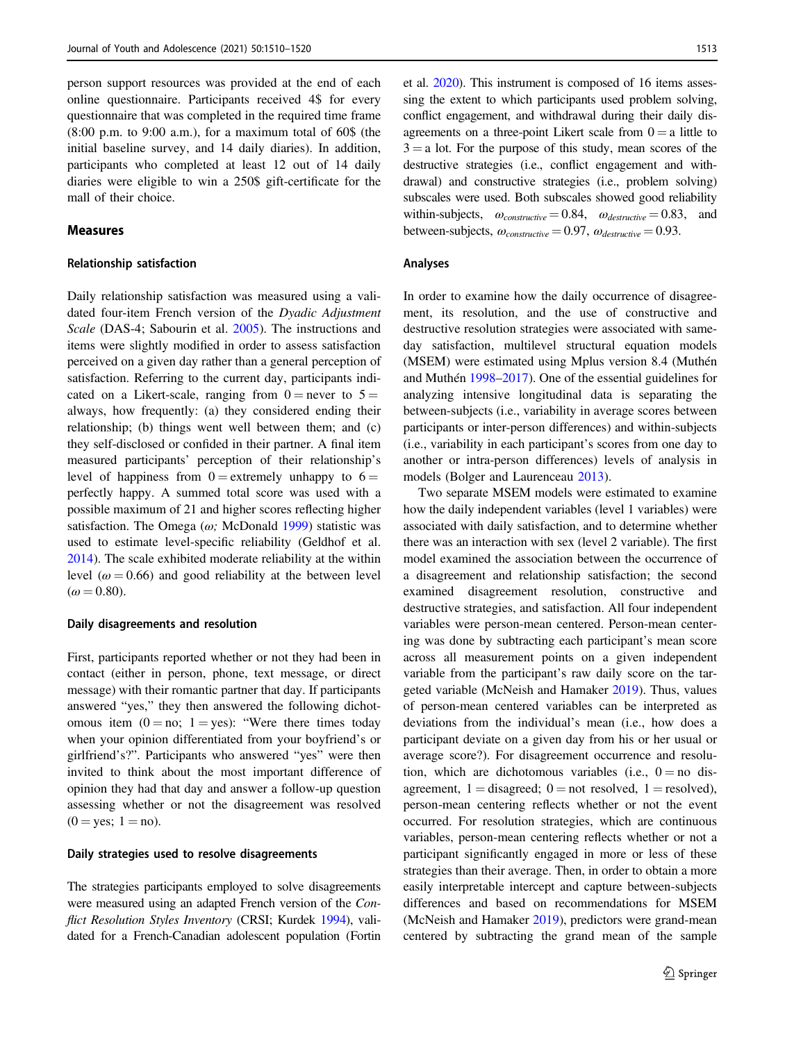person support resources was provided at the end of each online questionnaire. Participants received 4$ for every questionnaire that was completed in the required time frame (8:00 p.m. to 9:00 a.m.), for a maximum total of 60$ (the initial baseline survey, and 14 daily diaries). In addition, participants who completed at least 12 out of 14 daily diaries were eligible to win a 250$ gift-certificate for the mall of their choice.

## Measures

### Relationship satisfaction

Daily relationship satisfaction was measured using a validated four-item French version of the *Dyadic Adjustment Scale* (DAS-4; Sabourin et al. 2005). The instructions and items were slightly modified in order to assess satisfaction perceived on a given day rather than a general perception of satisfaction. Referring to the current day, participants indicated on a Likert-scale, ranging from 0 = never to 5 = always, how frequently: (a) they considered ending their relationship; (b) things went well between them; and (c) they self-disclosed or confided in their partner. A final item measured participants' perception of their relationship's level of happiness from 0 = extremely unhappy to 6 = perfectly happy. A summed total score was used with a possible maximum of 21 and higher scores reflecting higher satisfaction. The Omega ($\omega$; McDonald 1999) statistic was used to estimate level-specific reliability (Geldhof et al. 2014). The scale exhibited moderate reliability at the within level ($\omega = 0.66$) and good reliability at the between level ($\omega = 0.80$).

### Daily disagreements and resolution

First, participants reported whether or not they had been in contact (either in person, phone, text message, or direct message) with their romantic partner that day. If participants answered "yes," they then answered the following dichotomous item (0 = no; 1 = yes): "Were there times today when your opinion differentiated from your boyfriend's or girlfriend's?". Participants who answered "yes" were then invited to think about the most important difference of opinion they had that day and answer a follow-up question assessing whether or not the disagreement was resolved (0 = yes; 1 = no).

### Daily strategies used to resolve disagreements

The strategies participants employed to solve disagreements were measured using an adapted French version of the *Conflict Resolution Styles Inventory* (CRSI; Kurdek 1994), validated for a French-Canadian adolescent population (Fortin et al. 2020). This instrument is composed of 16 items assessing the extent to which participants used problem solving, conflict engagement, and withdrawal during their daily disagreements on a three-point Likert scale from 0 = a little to 3 = a lot. For the purpose of this study, mean scores of the destructive strategies (i.e., conflict engagement and withdrawal) and constructive strategies (i.e., problem solving) were used. Both subscales showed good reliability within-subjects, $\omega_{constructive} = 0.84$, $\omega_{destructive} = 0.83$, and between-subjects, $\omega_{constructive} = 0.97$, $\omega_{destructive} = 0.93$.

## Analyses

In order to examine how the daily occurrence of disagreement, its resolution, and the use of constructive and destructive resolution strategies were associated with same-day satisfaction, multilevel structural equation models (MSEM) were estimated using Mplus version 8.4 (Muthén and Muthén 1998–2017). One of the essential guidelines for analyzing intensive longitudinal data is separating the between-subjects (i.e., variability in average scores between participants or inter-person differences) and within-subjects (i.e., variability in each participant's scores from one day to another or intra-person differences) levels of analysis in models (Bolger and Laurenceau 2013).

Two separate MSEM models were estimated to examine how the daily independent variables (level 1 variables) were associated with daily satisfaction, and to determine whether there was an interaction with sex (level 2 variable). The first model examined the association between the occurrence of a disagreement and relationship satisfaction; the second examined disagreement resolution, constructive and destructive strategies, and satisfaction. All four independent variables were person-mean centered. Person-mean centering was done by subtracting each participant's mean score across all measurement points on a given independent variable from the participant's raw daily score on the targeted variable (McNeish and Hamaker 2019). Thus, values of person-mean centered variables can be interpreted as deviations from the individual's mean (i.e., how does a participant deviate on a given day from his or her usual or average score?). For disagreement occurrence and resolution, which are dichotomous variables (i.e., 0 = no disagreement, 1 = disagreed; 0 = not resolved, 1 = resolved), person-mean centering reflects whether or not the event occurred. For resolution strategies, which are continuous variables, person-mean centering reflects whether or not a participant significantly engaged in more or less of these strategies than their average. Then, in order to obtain a more easily interpretable intercept and capture between-subjects differences and based on recommendations for MSEM (McNeish and Hamaker 2019), predictors were grand-mean centered by subtracting the grand mean of the sample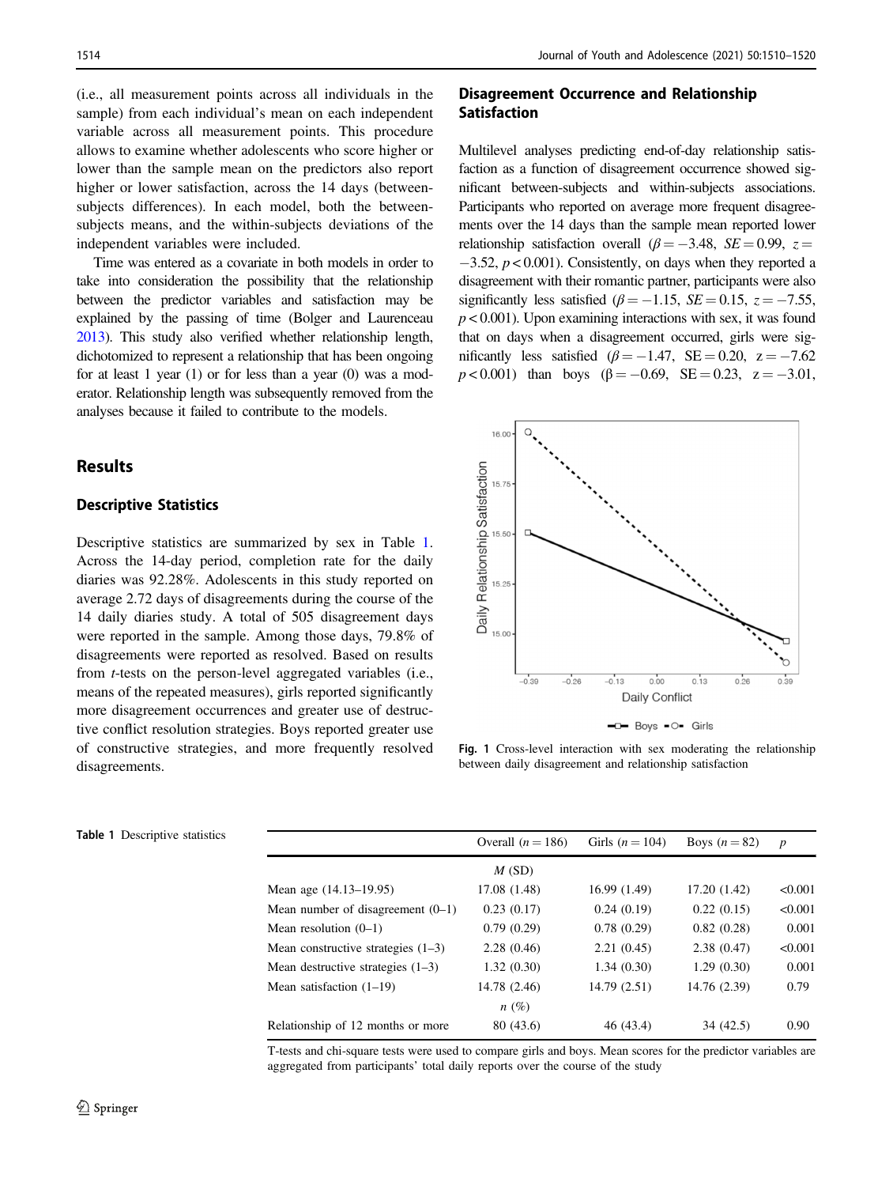(i.e., all measurement points across all individuals in the sample) from each individual's mean on each independent variable across all measurement points. This procedure allows to examine whether adolescents who score higher or lower than the sample mean on the predictors also report higher or lower satisfaction, across the 14 days (between-subjects differences). In each model, both the between-subjects means, and the within-subjects deviations of the independent variables were included.

Time was entered as a covariate in both models in order to take into consideration the possibility that the relationship between the predictor variables and satisfaction may be explained by the passing of time (Bolger and Laurenceau 2013). This study also verified whether relationship length, dichotomized to represent a relationship that has been ongoing for at least 1 year (1) or for less than a year (0) was a moderator. Relationship length was subsequently removed from the analyses because it failed to contribute to the models.

## Results

### Descriptive Statistics

Descriptive statistics are summarized by sex in Table 1. Across the 14-day period, completion rate for the daily diaries was 92.28%. Adolescents in this study reported on average 2.72 days of disagreements during the course of the 14 daily diaries study. A total of 505 disagreement days were reported in the sample. Among those days, 79.8% of disagreements were reported as resolved. Based on results from *t*-tests on the person-level aggregated variables (i.e., means of the repeated measures), girls reported significantly more disagreement occurrences and greater use of destructive conflict resolution strategies. Boys reported greater use of constructive strategies, and more frequently resolved disagreements.

### Disagreement Occurrence and Relationship Satisfaction

Multilevel analyses predicting end-of-day relationship satisfaction as a function of disagreement occurrence showed significant between-subjects and within-subjects associations. Participants who reported on average more frequent disagreements over the 14 days than the sample mean reported lower relationship satisfaction overall ($\beta = -3.48$, $SE = 0.99$, $z = -3.52$, $p < 0.001$). Consistently, on days when they reported a disagreement with their romantic partner, participants were also significantly less satisfied ($\beta = -1.15$, $SE = 0.15$, $z = -7.55$, $p < 0.001$). Upon examining interactions with sex, it was found that on days when a disagreement occurred, girls were significantly less satisfied ($\beta = -1.47$, $SE = 0.20$, $z = -7.62$ $p < 0.001$) than boys ($\beta = -0.69$, $SE = 0.23$, $z = -3.01$,

**Fig. 1** Cross-level interaction with sex moderating the relationship between daily disagreement and relationship satisfaction

**Table 1** Descriptive statistics

| | Overall ($n = 186$) | Girls ($n = 104$) | Boys ($n = 82$) | $p$ |
|---|---|---|---|---|
| | $M$ (SD) | | | |
| Mean age (14.13–19.95) | 17.08 (1.48) | 16.99 (1.49) | 17.20 (1.42) | <0.001 |
| Mean number of disagreement (0–1) | 0.23 (0.17) | 0.24 (0.19) | 0.22 (0.15) | <0.001 |
| Mean resolution (0–1) | 0.79 (0.29) | 0.78 (0.29) | 0.82 (0.28) | 0.001 |
| Mean constructive strategies (1–3) | 2.28 (0.46) | 2.21 (0.45) | 2.38 (0.47) | <0.001 |
| Mean destructive strategies (1–3) | 1.32 (0.30) | 1.34 (0.30) | 1.29 (0.30) | 0.001 |
| Mean satisfaction (1–19) | 14.78 (2.46) | 14.79 (2.51) | 14.76 (2.39) | 0.79 |
| | $n$ (%) | | | |
| Relationship of 12 months or more | 80 (43.6) | 46 (43.4) | 34 (42.5) | 0.90 |

T-tests and chi-square tests were used to compare girls and boys. Mean scores for the predictor variables are aggregated from participants' total daily reports over the course of the study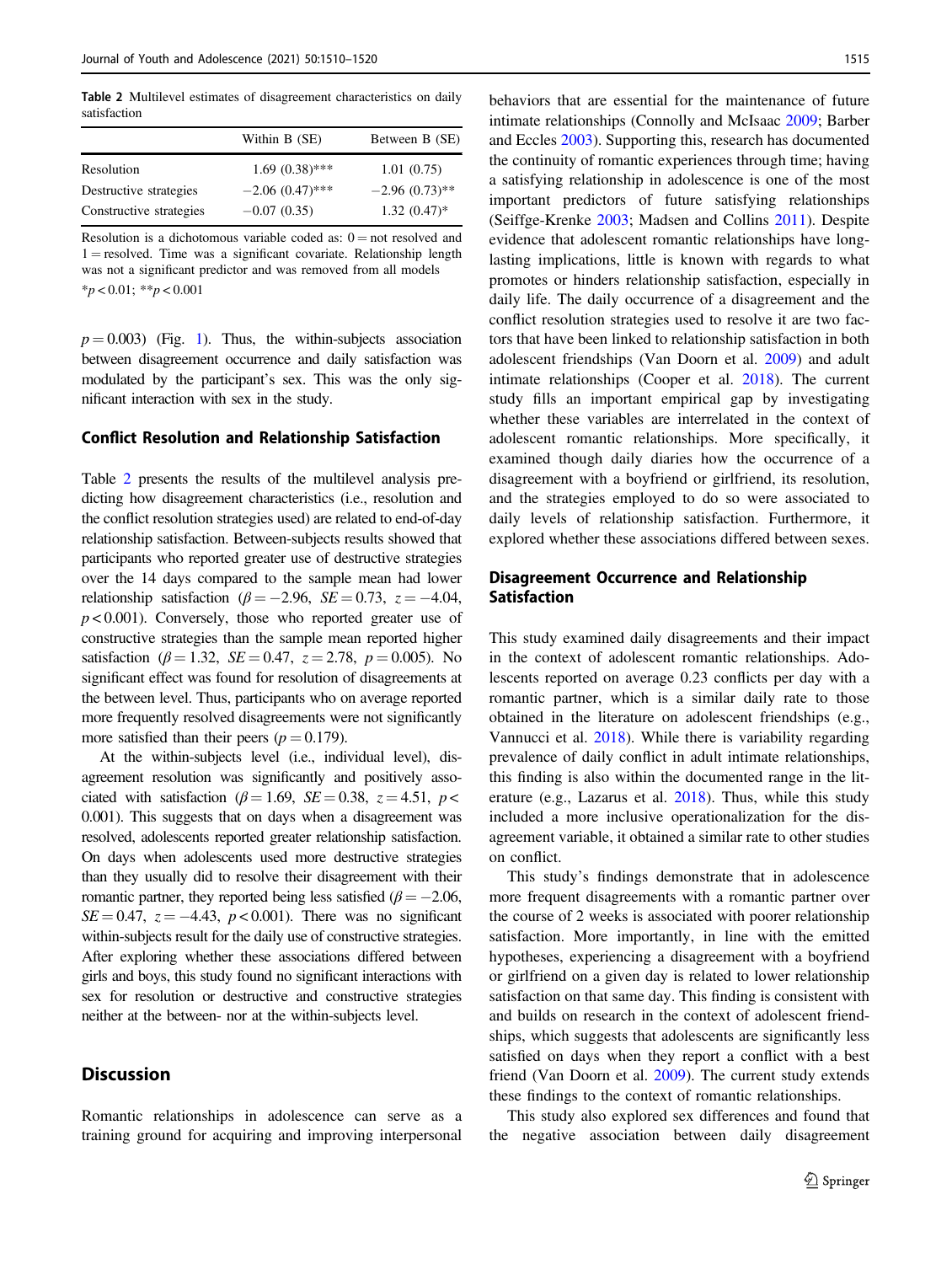**Table 2** Multilevel estimates of disagreement characteristics on daily satisfaction

| | Within B (SE) | Between B (SE) |
|---|---|---|
| Resolution | 1.69 (0.38)*** | 1.01 (0.75) |
| Destructive strategies | −2.06 (0.47)*** | −2.96 (0.73)** |
| Constructive strategies | −0.07 (0.35) | 1.32 (0.47)* |

Resolution is a dichotomous variable coded as: 0 = not resolved and 1 = resolved. Time was a significant covariate. Relationship length was not a significant predictor and was removed from all models

*$p < 0.01$; **$p < 0.001$

$p = 0.003$) (Fig. 1). Thus, the within-subjects association between disagreement occurrence and daily satisfaction was modulated by the participant's sex. This was the only significant interaction with sex in the study.

### Conflict Resolution and Relationship Satisfaction

Table 2 presents the results of the multilevel analysis predicting how disagreement characteristics (i.e., resolution and the conflict resolution strategies used) are related to end-of-day relationship satisfaction. Between-subjects results showed that participants who reported greater use of destructive strategies over the 14 days compared to the sample mean had lower relationship satisfaction ($\beta = -2.96$, $SE = 0.73$, $z = -4.04$, $p < 0.001$). Conversely, those who reported greater use of constructive strategies than the sample mean reported higher satisfaction ($\beta = 1.32$, $SE = 0.47$, $z = 2.78$, $p = 0.005$). No significant effect was found for resolution of disagreements at the between level. Thus, participants who on average reported more frequently resolved disagreements were not significantly more satisfied than their peers ($p = 0.179$).

At the within-subjects level (i.e., individual level), disagreement resolution was significantly and positively associated with satisfaction ($\beta = 1.69$, $SE = 0.38$, $z = 4.51$, $p < 0.001$). This suggests that on days when a disagreement was resolved, adolescents reported greater relationship satisfaction. On days when adolescents used more destructive strategies than they usually did to resolve their disagreement with their romantic partner, they reported being less satisfied ($\beta = -2.06$, $SE = 0.47$, $z = -4.43$, $p < 0.001$). There was no significant within-subjects result for the daily use of constructive strategies. After exploring whether these associations differed between girls and boys, this study found no significant interactions with sex for resolution or destructive and constructive strategies neither at the between- nor at the within-subjects level.

## Discussion

Romantic relationships in adolescence can serve as a training ground for acquiring and improving interpersonal behaviors that are essential for the maintenance of future intimate relationships (Connolly and McIsaac 2009; Barber and Eccles 2003). Supporting this, research has documented the continuity of romantic experiences through time; having a satisfying relationship in adolescence is one of the most important predictors of future satisfying relationships (Seiffge-Krenke 2003; Madsen and Collins 2011). Despite evidence that adolescent romantic relationships have long-lasting implications, little is known with regards to what promotes or hinders relationship satisfaction, especially in daily life. The daily occurrence of a disagreement and the conflict resolution strategies used to resolve it are two factors that have been linked to relationship satisfaction in both adolescent friendships (Van Doorn et al. 2009) and adult intimate relationships (Cooper et al. 2018). The current study fills an important empirical gap by investigating whether these variables are interrelated in the context of adolescent romantic relationships. More specifically, it examined though daily diaries how the occurrence of a disagreement with a boyfriend or girlfriend, its resolution, and the strategies employed to do so were associated to daily levels of relationship satisfaction. Furthermore, it explored whether these associations differed between sexes.

### Disagreement Occurrence and Relationship Satisfaction

This study examined daily disagreements and their impact in the context of adolescent romantic relationships. Adolescents reported on average 0.23 conflicts per day with a romantic partner, which is a similar daily rate to those obtained in the literature on adolescent friendships (e.g., Vannucci et al. 2018). While there is variability regarding prevalence of daily conflict in adult intimate relationships, this finding is also within the documented range in the literature (e.g., Lazarus et al. 2018). Thus, while this study included a more inclusive operationalization for the disagreement variable, it obtained a similar rate to other studies on conflict.

This study's findings demonstrate that in adolescence more frequent disagreements with a romantic partner over the course of 2 weeks is associated with poorer relationship satisfaction. More importantly, in line with the emitted hypotheses, experiencing a disagreement with a boyfriend or girlfriend on a given day is related to lower relationship satisfaction on that same day. This finding is consistent with and builds on research in the context of adolescent friendships, which suggests that adolescents are significantly less satisfied on days when they report a conflict with a best friend (Van Doorn et al. 2009). The current study extends these findings to the context of romantic relationships.

This study also explored sex differences and found that the negative association between daily disagreement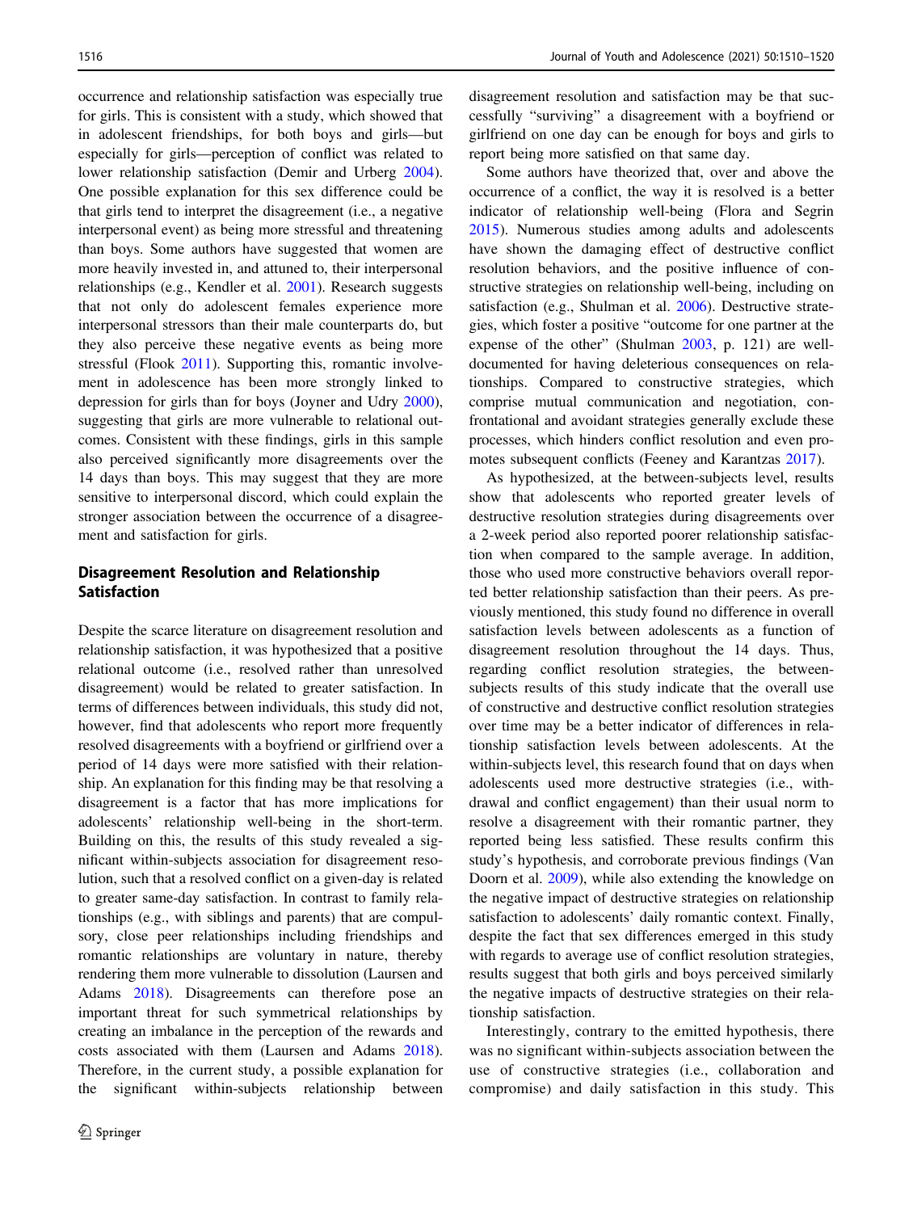occurrence and relationship satisfaction was especially true for girls. This is consistent with a study, which showed that in adolescent friendships, for both boys and girls—but especially for girls—perception of conflict was related to lower relationship satisfaction (Demir and Urberg 2004). One possible explanation for this sex difference could be that girls tend to interpret the disagreement (i.e., a negative interpersonal event) as being more stressful and threatening than boys. Some authors have suggested that women are more heavily invested in, and attuned to, their interpersonal relationships (e.g., Kendler et al. 2001). Research suggests that not only do adolescent females experience more interpersonal stressors than their male counterparts do, but they also perceive these negative events as being more stressful (Flook 2011). Supporting this, romantic involvement in adolescence has been more strongly linked to depression for girls than for boys (Joyner and Udry 2000), suggesting that girls are more vulnerable to relational outcomes. Consistent with these findings, girls in this sample also perceived significantly more disagreements over the 14 days than boys. This may suggest that they are more sensitive to interpersonal discord, which could explain the stronger association between the occurrence of a disagreement and satisfaction for girls.

## Disagreement Resolution and Relationship Satisfaction

Despite the scarce literature on disagreement resolution and relationship satisfaction, it was hypothesized that a positive relational outcome (i.e., resolved rather than unresolved disagreement) would be related to greater satisfaction. In terms of differences between individuals, this study did not, however, find that adolescents who report more frequently resolved disagreements with a boyfriend or girlfriend over a period of 14 days were more satisfied with their relationship. An explanation for this finding may be that resolving a disagreement is a factor that has more implications for adolescents' relationship well-being in the short-term. Building on this, the results of this study revealed a significant within-subjects association for disagreement resolution, such that a resolved conflict on a given-day is related to greater same-day satisfaction. In contrast to family relationships (e.g., with siblings and parents) that are compulsory, close peer relationships including friendships and romantic relationships are voluntary in nature, thereby rendering them more vulnerable to dissolution (Laursen and Adams 2018). Disagreements can therefore pose an important threat for such symmetrical relationships by creating an imbalance in the perception of the rewards and costs associated with them (Laursen and Adams 2018). Therefore, in the current study, a possible explanation for the significant within-subjects relationship between disagreement resolution and satisfaction may be that successfully "surviving" a disagreement with a boyfriend or girlfriend on one day can be enough for boys and girls to report being more satisfied on that same day.

Some authors have theorized that, over and above the occurrence of a conflict, the way it is resolved is a better indicator of relationship well-being (Flora and Segrin 2015). Numerous studies among adults and adolescents have shown the damaging effect of destructive conflict resolution behaviors, and the positive influence of constructive strategies on relationship well-being, including on satisfaction (e.g., Shulman et al. 2006). Destructive strategies, which foster a positive "outcome for one partner at the expense of the other" (Shulman 2003, p. 121) are well-documented for having deleterious consequences on relationships. Compared to constructive strategies, which comprise mutual communication and negotiation, confrontational and avoidant strategies generally exclude these processes, which hinders conflict resolution and even promotes subsequent conflicts (Feeney and Karantzas 2017).

As hypothesized, at the between-subjects level, results show that adolescents who reported greater levels of destructive resolution strategies during disagreements over a 2-week period also reported poorer relationship satisfaction when compared to the sample average. In addition, those who used more constructive behaviors overall reported better relationship satisfaction than their peers. As previously mentioned, this study found no difference in overall satisfaction levels between adolescents as a function of disagreement resolution throughout the 14 days. Thus, regarding conflict resolution strategies, the between-subjects results of this study indicate that the overall use of constructive and destructive conflict resolution strategies over time may be a better indicator of differences in relationship satisfaction levels between adolescents. At the within-subjects level, this research found that on days when adolescents used more destructive strategies (i.e., withdrawal and conflict engagement) than their usual norm to resolve a disagreement with their romantic partner, they reported being less satisfied. These results confirm this study's hypothesis, and corroborate previous findings (Van Doorn et al. 2009), while also extending the knowledge on the negative impact of destructive strategies on relationship satisfaction to adolescents' daily romantic context. Finally, despite the fact that sex differences emerged in this study with regards to average use of conflict resolution strategies, results suggest that both girls and boys perceived similarly the negative impacts of destructive strategies on their relationship satisfaction.

Interestingly, contrary to the emitted hypothesis, there was no significant within-subjects association between the use of constructive strategies (i.e., collaboration and compromise) and daily satisfaction in this study. This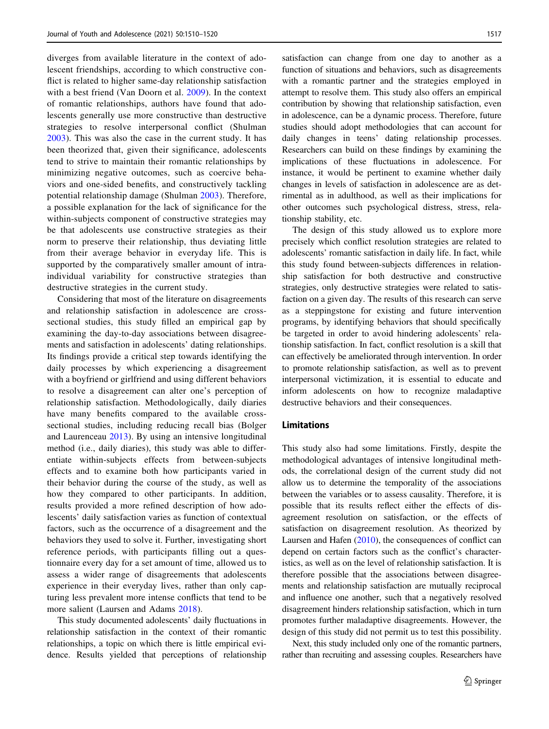diverges from available literature in the context of adolescent friendships, according to which constructive conflict is related to higher same-day relationship satisfaction with a best friend (Van Doorn et al. 2009). In the context of romantic relationships, authors have found that adolescents generally use more constructive than destructive strategies to resolve interpersonal conflict (Shulman 2003). This was also the case in the current study. It has been theorized that, given their significance, adolescents tend to strive to maintain their romantic relationships by minimizing negative outcomes, such as coercive behaviors and one-sided benefits, and constructively tackling potential relationship damage (Shulman 2003). Therefore, a possible explanation for the lack of significance for the within-subjects component of constructive strategies may be that adolescents use constructive strategies as their norm to preserve their relationship, thus deviating little from their average behavior in everyday life. This is supported by the comparatively smaller amount of intra-individual variability for constructive strategies than destructive strategies in the current study.

Considering that most of the literature on disagreements and relationship satisfaction in adolescence are cross-sectional studies, this study filled an empirical gap by examining the day-to-day associations between disagreements and satisfaction in adolescents' dating relationships. Its findings provide a critical step towards identifying the daily processes by which experiencing a disagreement with a boyfriend or girlfriend and using different behaviors to resolve a disagreement can alter one's perception of relationship satisfaction. Methodologically, daily diaries have many benefits compared to the available cross-sectional studies, including reducing recall bias (Bolger and Laurenceau 2013). By using an intensive longitudinal method (i.e., daily diaries), this study was able to differentiate within-subjects effects from between-subjects effects and to examine both how participants varied in their behavior during the course of the study, as well as how they compared to other participants. In addition, results provided a more refined description of how adolescents' daily satisfaction varies as function of contextual factors, such as the occurrence of a disagreement and the behaviors they used to solve it. Further, investigating short reference periods, with participants filling out a questionnaire every day for a set amount of time, allowed us to assess a wider range of disagreements that adolescents experience in their everyday lives, rather than only capturing less prevalent more intense conflicts that tend to be more salient (Laursen and Adams 2018).

This study documented adolescents' daily fluctuations in relationship satisfaction in the context of their romantic relationships, a topic on which there is little empirical evidence. Results yielded that perceptions of relationship satisfaction can change from one day to another as a function of situations and behaviors, such as disagreements with a romantic partner and the strategies employed in attempt to resolve them. This study also offers an empirical contribution by showing that relationship satisfaction, even in adolescence, can be a dynamic process. Therefore, future studies should adopt methodologies that can account for daily changes in teens' dating relationship processes. Researchers can build on these findings by examining the implications of these fluctuations in adolescence. For instance, it would be pertinent to examine whether daily changes in levels of satisfaction in adolescence are as detrimental as in adulthood, as well as their implications for other outcomes such psychological distress, stress, relationship stability, etc.

The design of this study allowed us to explore more precisely which conflict resolution strategies are related to adolescents' romantic satisfaction in daily life. In fact, while this study found between-subjects differences in relationship satisfaction for both destructive and constructive strategies, only destructive strategies were related to satisfaction on a given day. The results of this research can serve as a steppingstone for existing and future intervention programs, by identifying behaviors that should specifically be targeted in order to avoid hindering adolescents' relationship satisfaction. In fact, conflict resolution is a skill that can effectively be ameliorated through intervention. In order to promote relationship satisfaction, as well as to prevent interpersonal victimization, it is essential to educate and inform adolescents on how to recognize maladaptive destructive behaviors and their consequences.

## Limitations

This study also had some limitations. Firstly, despite the methodological advantages of intensive longitudinal methods, the correlational design of the current study did not allow us to determine the temporality of the associations between the variables or to assess causality. Therefore, it is possible that its results reflect either the effects of disagreement resolution on satisfaction, or the effects of satisfaction on disagreement resolution. As theorized by Laursen and Hafen (2010), the consequences of conflict can depend on certain factors such as the conflict's characteristics, as well as on the level of relationship satisfaction. It is therefore possible that the associations between disagreements and relationship satisfaction are mutually reciprocal and influence one another, such that a negatively resolved disagreement hinders relationship satisfaction, which in turn promotes further maladaptive disagreements. However, the design of this study did not permit us to test this possibility.

Next, this study included only one of the romantic partners, rather than recruiting and assessing couples. Researchers have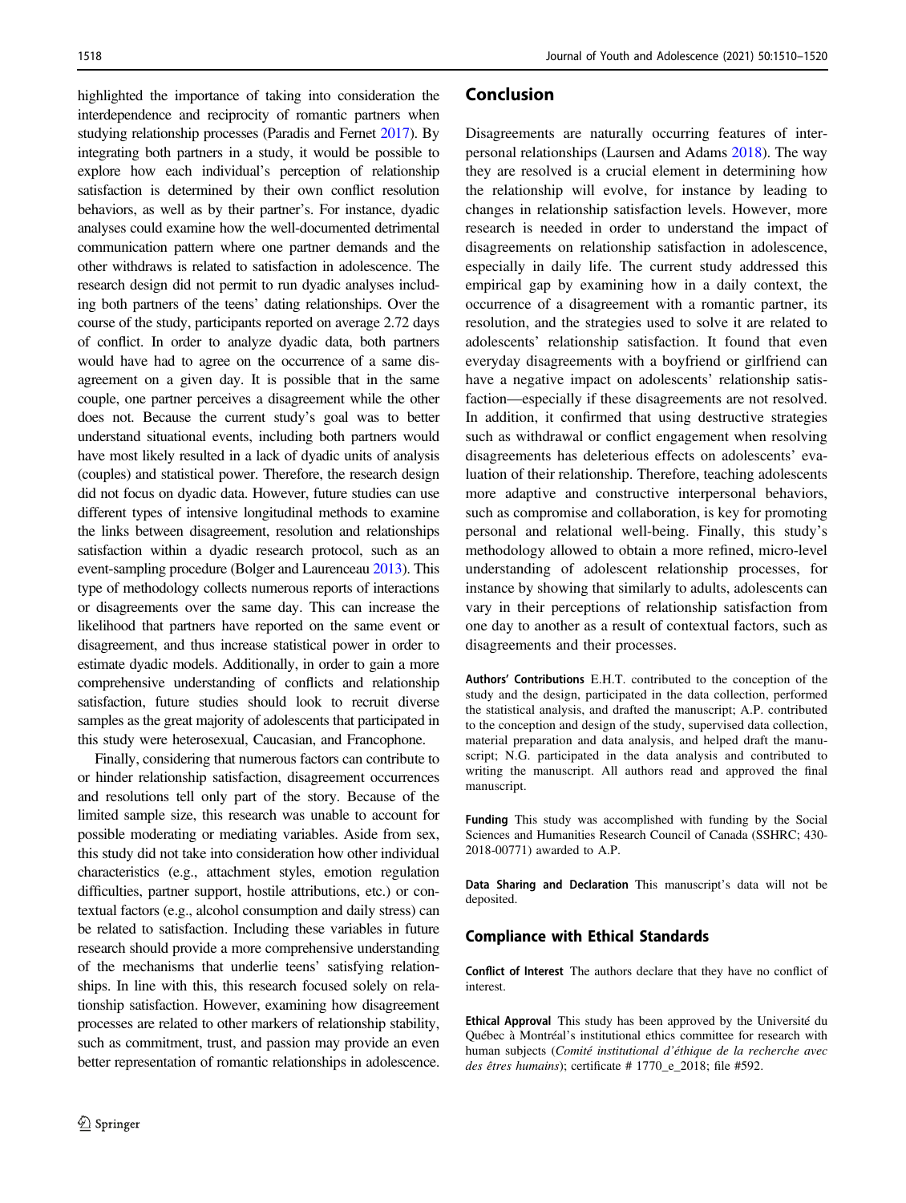highlighted the importance of taking into consideration the interdependence and reciprocity of romantic partners when studying relationship processes (Paradis and Fernet 2017). By integrating both partners in a study, it would be possible to explore how each individual's perception of relationship satisfaction is determined by their own conflict resolution behaviors, as well as by their partner's. For instance, dyadic analyses could examine how the well-documented detrimental communication pattern where one partner demands and the other withdraws is related to satisfaction in adolescence. The research design did not permit to run dyadic analyses including both partners of the teens' dating relationships. Over the course of the study, participants reported on average 2.72 days of conflict. In order to analyze dyadic data, both partners would have had to agree on the occurrence of a same disagreement on a given day. It is possible that in the same couple, one partner perceives a disagreement while the other does not. Because the current study's goal was to better understand situational events, including both partners would have most likely resulted in a lack of dyadic units of analysis (couples) and statistical power. Therefore, the research design did not focus on dyadic data. However, future studies can use different types of intensive longitudinal methods to examine the links between disagreement, resolution and relationships satisfaction within a dyadic research protocol, such as an event-sampling procedure (Bolger and Laurenceau 2013). This type of methodology collects numerous reports of interactions or disagreements over the same day. This can increase the likelihood that partners have reported on the same event or disagreement, and thus increase statistical power in order to estimate dyadic models. Additionally, in order to gain a more comprehensive understanding of conflicts and relationship satisfaction, future studies should look to recruit diverse samples as the great majority of adolescents that participated in this study were heterosexual, Caucasian, and Francophone.

Finally, considering that numerous factors can contribute to or hinder relationship satisfaction, disagreement occurrences and resolutions tell only part of the story. Because of the limited sample size, this research was unable to account for possible moderating or mediating variables. Aside from sex, this study did not take into consideration how other individual characteristics (e.g., attachment styles, emotion regulation difficulties, partner support, hostile attributions, etc.) or contextual factors (e.g., alcohol consumption and daily stress) can be related to satisfaction. Including these variables in future research should provide a more comprehensive understanding of the mechanisms that underlie teens' satisfying relationships. In line with this, this research focused solely on relationship satisfaction. However, examining how disagreement processes are related to other markers of relationship stability, such as commitment, trust, and passion may provide an even better representation of romantic relationships in adolescence.

## Conclusion

Disagreements are naturally occurring features of interpersonal relationships (Laursen and Adams 2018). The way they are resolved is a crucial element in determining how the relationship will evolve, for instance by leading to changes in relationship satisfaction levels. However, more research is needed in order to understand the impact of disagreements on relationship satisfaction in adolescence, especially in daily life. The current study addressed this empirical gap by examining how in a daily context, the occurrence of a disagreement with a romantic partner, its resolution, and the strategies used to solve it are related to adolescents' relationship satisfaction. It found that even everyday disagreements with a boyfriend or girlfriend can have a negative impact on adolescents' relationship satisfaction—especially if these disagreements are not resolved. In addition, it confirmed that using destructive strategies such as withdrawal or conflict engagement when resolving disagreements has deleterious effects on adolescents' evaluation of their relationship. Therefore, teaching adolescents more adaptive and constructive interpersonal behaviors, such as compromise and collaboration, is key for promoting personal and relational well-being. Finally, this study's methodology allowed to obtain a more refined, micro-level understanding of adolescent relationship processes, for instance by showing that similarly to adults, adolescents can vary in their perceptions of relationship satisfaction from one day to another as a result of contextual factors, such as disagreements and their processes.

**Authors' Contributions** E.H.T. contributed to the conception of the study and the design, participated in the data collection, performed the statistical analysis, and drafted the manuscript; A.P. contributed to the conception and design of the study, supervised data collection, material preparation and data analysis, and helped draft the manuscript; N.G. participated in the data analysis and contributed to writing the manuscript. All authors read and approved the final manuscript.

**Funding** This study was accomplished with funding by the Social Sciences and Humanities Research Council of Canada (SSHRC; 430-2018-00771) awarded to A.P.

**Data Sharing and Declaration** This manuscript's data will not be deposited.

### Compliance with Ethical Standards

**Conflict of Interest** The authors declare that they have no conflict of interest.

**Ethical Approval** This study has been approved by the Université du Québec à Montréal's institutional ethics committee for research with human subjects (*Comité institutional d'éthique de la recherche avec des êtres humains*); certificate # 1770_e_2018; file #592.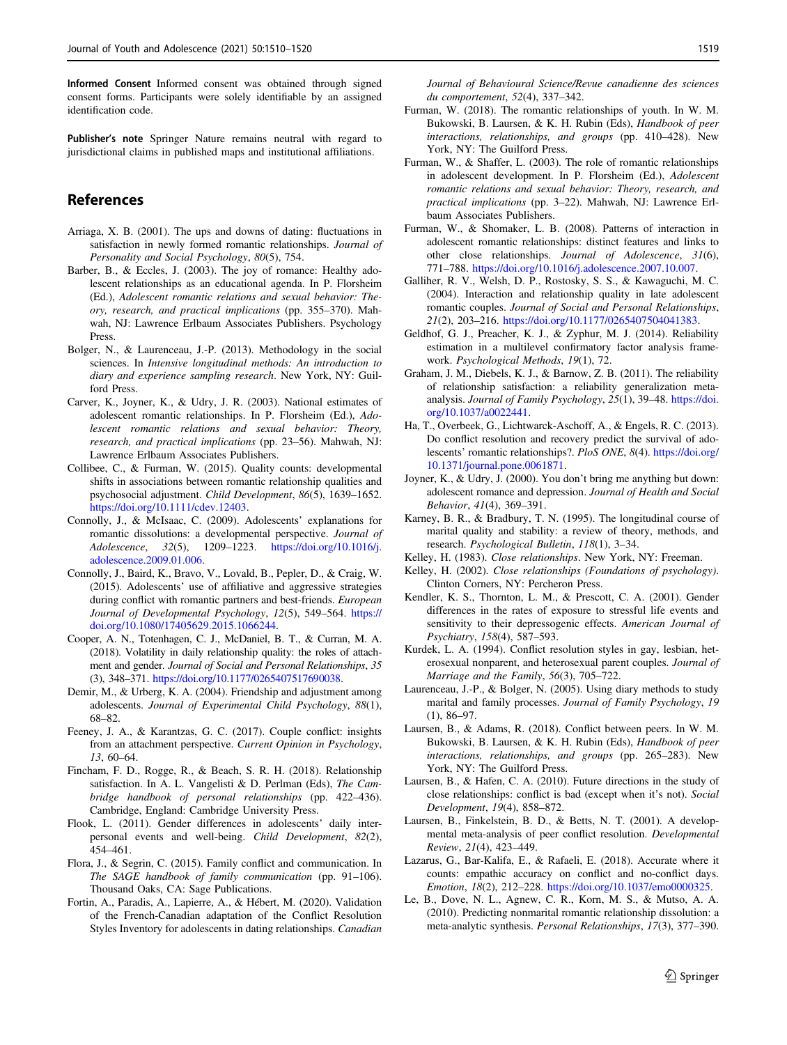**Informed Consent** Informed consent was obtained through signed consent forms. Participants were solely identifiable by an assigned identification code.

**Publisher's note** Springer Nature remains neutral with regard to jurisdictional claims in published maps and institutional affiliations.

## References

Arriaga, X. B. (2001). The ups and downs of dating: fluctuations in satisfaction in newly formed romantic relationships. *Journal of Personality and Social Psychology*, *80*(5), 754.

Barber, B., & Eccles, J. (2003). The joy of romance: Healthy adolescent relationships as an educational agenda. In P. Florsheim (Ed.), *Adolescent romantic relations and sexual behavior: Theory, research, and practical implications* (pp. 355–370). Mahwah, NJ: Lawrence Erlbaum Associates Publishers. Psychology Press.

Bolger, N., & Laurenceau, J.-P. (2013). Methodology in the social sciences. In *Intensive longitudinal methods: An introduction to diary and experience sampling research*. New York, NY: Guilford Press.

Carver, K., Joyner, K., & Udry, J. R. (2003). National estimates of adolescent romantic relationships. In P. Florsheim (Ed.), *Adolescent romantic relations and sexual behavior: Theory, research, and practical implications* (pp. 23–56). Mahwah, NJ: Lawrence Erlbaum Associates Publishers.

Collibee, C., & Furman, W. (2015). Quality counts: developmental shifts in associations between romantic relationship qualities and psychosocial adjustment. *Child Development*, *86*(5), 1639–1652. https://doi.org/10.1111/cdev.12403.

Connolly, J., & McIsaac, C. (2009). Adolescents' explanations for romantic dissolutions: a developmental perspective. *Journal of Adolescence*, *32*(5), 1209–1223. https://doi.org/10.1016/j.adolescence.2009.01.006.

Connolly, J., Baird, K., Bravo, V., Lovald, B., Pepler, D., & Craig, W. (2015). Adolescents' use of affiliative and aggressive strategies during conflict with romantic partners and best-friends. *European Journal of Developmental Psychology*, *12*(5), 549–564. https://doi.org/10.1080/17405629.2015.1066244.

Cooper, A. N., Totenhagen, C. J., McDaniel, B. T., & Curran, M. A. (2018). Volatility in daily relationship quality: the roles of attachment and gender. *Journal of Social and Personal Relationships*, *35* (3), 348–371. https://doi.org/10.1177/0265407517690038.

Demir, M., & Urberg, K. A. (2004). Friendship and adjustment among adolescents. *Journal of Experimental Child Psychology*, *88*(1), 68–82.

Feeney, J. A., & Karantzas, G. C. (2017). Couple conflict: insights from an attachment perspective. *Current Opinion in Psychology*, *13*, 60–64.

Fincham, F. D., Rogge, R., & Beach, S. R. H. (2018). Relationship satisfaction. In A. L. Vangelisti & D. Perlman (Eds), *The Cambridge handbook of personal relationships* (pp. 422–436). Cambridge, England: Cambridge University Press.

Flook, L. (2011). Gender differences in adolescents' daily interpersonal events and well-being. *Child Development*, *82*(2), 454–461.

Flora, J., & Segrin, C. (2015). Family conflict and communication. In *The SAGE handbook of family communication* (pp. 91–106). Thousand Oaks, CA: Sage Publications.

Fortin, A., Paradis, A., Lapierre, A., & Hébert, M. (2020). Validation of the French-Canadian adaptation of the Conflict Resolution Styles Inventory for adolescents in dating relationships. *Canadian Journal of Behavioural Science/Revue canadienne des sciences du comportement*, *52*(4), 337–342.

Furman, W. (2018). The romantic relationships of youth. In W. M. Bukowski, B. Laursen, & K. H. Rubin (Eds), *Handbook of peer interactions, relationships, and groups* (pp. 410–428). New York, NY: The Guilford Press.

Furman, W., & Shaffer, L. (2003). The role of romantic relationships in adolescent development. In P. Florsheim (Ed.), *Adolescent romantic relations and sexual behavior: Theory, research, and practical implications* (pp. 3–22). Mahwah, NJ: Lawrence Erlbaum Associates Publishers.

Furman, W., & Shomaker, L. B. (2008). Patterns of interaction in adolescent romantic relationships: distinct features and links to other close relationships. *Journal of Adolescence*, *31*(6), 771–788. https://doi.org/10.1016/j.adolescence.2007.10.007.

Galliher, R. V., Welsh, D. P., Rostosky, S. S., & Kawaguchi, M. C. (2004). Interaction and relationship quality in late adolescent romantic couples. *Journal of Social and Personal Relationships*, *21*(2), 203–216. https://doi.org/10.1177/0265407504041383.

Geldhof, G. J., Preacher, K. J., & Zyphur, M. J. (2014). Reliability estimation in a multilevel confirmatory factor analysis framework. *Psychological Methods*, *19*(1), 72.

Graham, J. M., Diebels, K. J., & Barnow, Z. B. (2011). The reliability of relationship satisfaction: a reliability generalization meta-analysis. *Journal of Family Psychology*, *25*(1), 39–48. https://doi.org/10.1037/a0022441.

Ha, T., Overbeek, G., Lichtwarck-Aschoff, A., & Engels, R. C. (2013). Do conflict resolution and recovery predict the survival of adolescents' romantic relationships?. *PloS ONE*, *8*(4). https://doi.org/10.1371/journal.pone.0061871.

Joyner, K., & Udry, J. (2000). You don't bring me anything but down: adolescent romance and depression. *Journal of Health and Social Behavior*, *41*(4), 369–391.

Karney, B. R., & Bradbury, T. N. (1995). The longitudinal course of marital quality and stability: a review of theory, methods, and research. *Psychological Bulletin*, *118*(1), 3–34.

Kelley, H. (1983). *Close relationships*. New York, NY: Freeman.

Kelley, H. (2002). *Close relationships (Foundations of psychology)*. Clinton Corners, NY: Percheron Press.

Kendler, K. S., Thornton, L. M., & Prescott, C. A. (2001). Gender differences in the rates of exposure to stressful life events and sensitivity to their depressogenic effects. *American Journal of Psychiatry*, *158*(4), 587–593.

Kurdek, L. A. (1994). Conflict resolution styles in gay, lesbian, heterosexual nonparent, and heterosexual parent couples. *Journal of Marriage and the Family*, *56*(3), 705–722.

Laurenceau, J.-P., & Bolger, N. (2005). Using diary methods to study marital and family processes. *Journal of Family Psychology*, *19* (1), 86–97.

Laursen, B., & Adams, R. (2018). Conflict between peers. In W. M. Bukowski, B. Laursen, & K. H. Rubin (Eds), *Handbook of peer interactions, relationships, and groups* (pp. 265–283). New York, NY: The Guilford Press.

Laursen, B., & Hafen, C. A. (2010). Future directions in the study of close relationships: conflict is bad (except when it's not). *Social Development*, *19*(4), 858–872.

Laursen, B., Finkelstein, B. D., & Betts, N. T. (2001). A developmental meta-analysis of peer conflict resolution. *Developmental Review*, *21*(4), 423–449.

Lazarus, G., Bar-Kalifa, E., & Rafaeli, E. (2018). Accurate where it counts: empathic accuracy on conflict and no-conflict days. *Emotion*, *18*(2), 212–228. https://doi.org/10.1037/emo0000325.

Le, B., Dove, N. L., Agnew, C. R., Korn, M. S., & Mutso, A. A. (2010). Predicting nonmarital romantic relationship dissolution: a meta-analytic synthesis. *Personal Relationships*, *17*(3), 377–390.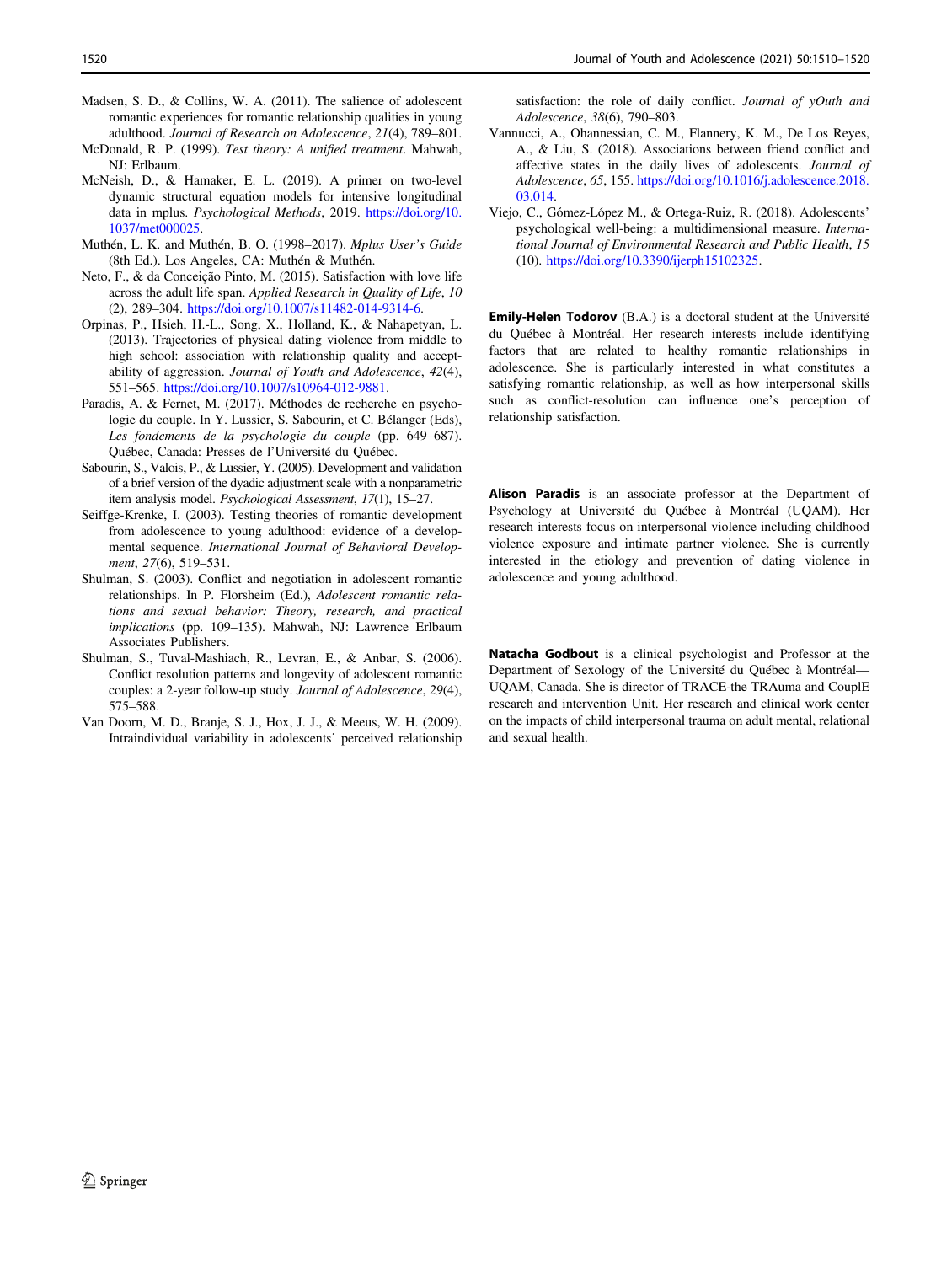Madsen, S. D., & Collins, W. A. (2011). The salience of adolescent romantic experiences for romantic relationship qualities in young adulthood. *Journal of Research on Adolescence*, *21*(4), 789–801.

McDonald, R. P. (1999). *Test theory: A unified treatment*. Mahwah, NJ: Erlbaum.

McNeish, D., & Hamaker, E. L. (2019). A primer on two-level dynamic structural equation models for intensive longitudinal data in mplus. *Psychological Methods*, 2019. https://doi.org/10.1037/met000025.

Muthén, L. K. and Muthén, B. O. (1998–2017). *Mplus User's Guide* (8th Ed.). Los Angeles, CA: Muthén & Muthén.

Neto, F., & da Conceição Pinto, M. (2015). Satisfaction with love life across the adult life span. *Applied Research in Quality of Life*, *10* (2), 289–304. https://doi.org/10.1007/s11482-014-9314-6.

Orpinas, P., Hsieh, H.-L., Song, X., Holland, K., & Nahapetyan, L. (2013). Trajectories of physical dating violence from middle to high school: association with relationship quality and acceptability of aggression. *Journal of Youth and Adolescence*, *42*(4), 551–565. https://doi.org/10.1007/s10964-012-9881.

Paradis, A. & Fernet, M. (2017). Méthodes de recherche en psychologie du couple. In Y. Lussier, S. Sabourin, et C. Bélanger (Eds), *Les fondements de la psychologie du couple* (pp. 649–687). Québec, Canada: Presses de l'Université du Québec.

Sabourin, S., Valois, P., & Lussier, Y. (2005). Development and validation of a brief version of the dyadic adjustment scale with a nonparametric item analysis model. *Psychological Assessment*, *17*(1), 15–27.

Seiffge-Krenke, I. (2003). Testing theories of romantic development from adolescence to young adulthood: evidence of a developmental sequence. *International Journal of Behavioral Development*, *27*(6), 519–531.

Shulman, S. (2003). Conflict and negotiation in adolescent romantic relationships. In P. Florsheim (Ed.), *Adolescent romantic relations and sexual behavior: Theory, research, and practical implications* (pp. 109–135). Mahwah, NJ: Lawrence Erlbaum Associates Publishers.

Shulman, S., Tuval-Mashiach, R., Levran, E., & Anbar, S. (2006). Conflict resolution patterns and longevity of adolescent romantic couples: a 2-year follow-up study. *Journal of Adolescence*, *29*(4), 575–588.

Van Doorn, M. D., Branje, S. J., Hox, J. J., & Meeus, W. H. (2009). Intraindividual variability in adolescents' perceived relationship satisfaction: the role of daily conflict. *Journal of yOuth and Adolescence*, *38*(6), 790–803.

Vannucci, A., Ohannessian, C. M., Flannery, K. M., De Los Reyes, A., & Liu, S. (2018). Associations between friend conflict and affective states in the daily lives of adolescents. *Journal of Adolescence*, *65*, 155. https://doi.org/10.1016/j.adolescence.2018.03.014.

Viejo, C., Gómez-López M., & Ortega-Ruiz, R. (2018). Adolescents' psychological well-being: a multidimensional measure. *International Journal of Environmental Research and Public Health*, *15* (10). https://doi.org/10.3390/ijerph15102325.

**Emily-Helen Todorov** (B.A.) is a doctoral student at the Université du Québec à Montréal. Her research interests include identifying factors that are related to healthy romantic relationships in adolescence. She is particularly interested in what constitutes a satisfying romantic relationship, as well as how interpersonal skills such as conflict-resolution can influence one's perception of relationship satisfaction.

**Alison Paradis** is an associate professor at the Department of Psychology at Université du Québec à Montréal (UQAM). Her research interests focus on interpersonal violence including childhood violence exposure and intimate partner violence. She is currently interested in the etiology and prevention of dating violence in adolescence and young adulthood.

**Natacha Godbout** is a clinical psychologist and Professor at the Department of Sexology of the Université du Québec à Montréal—UQAM, Canada. She is director of TRACE-the TRAuma and CouplE research and intervention Unit. Her research and clinical work center on the impacts of child interpersonal trauma on adult mental, relational and sexual health.